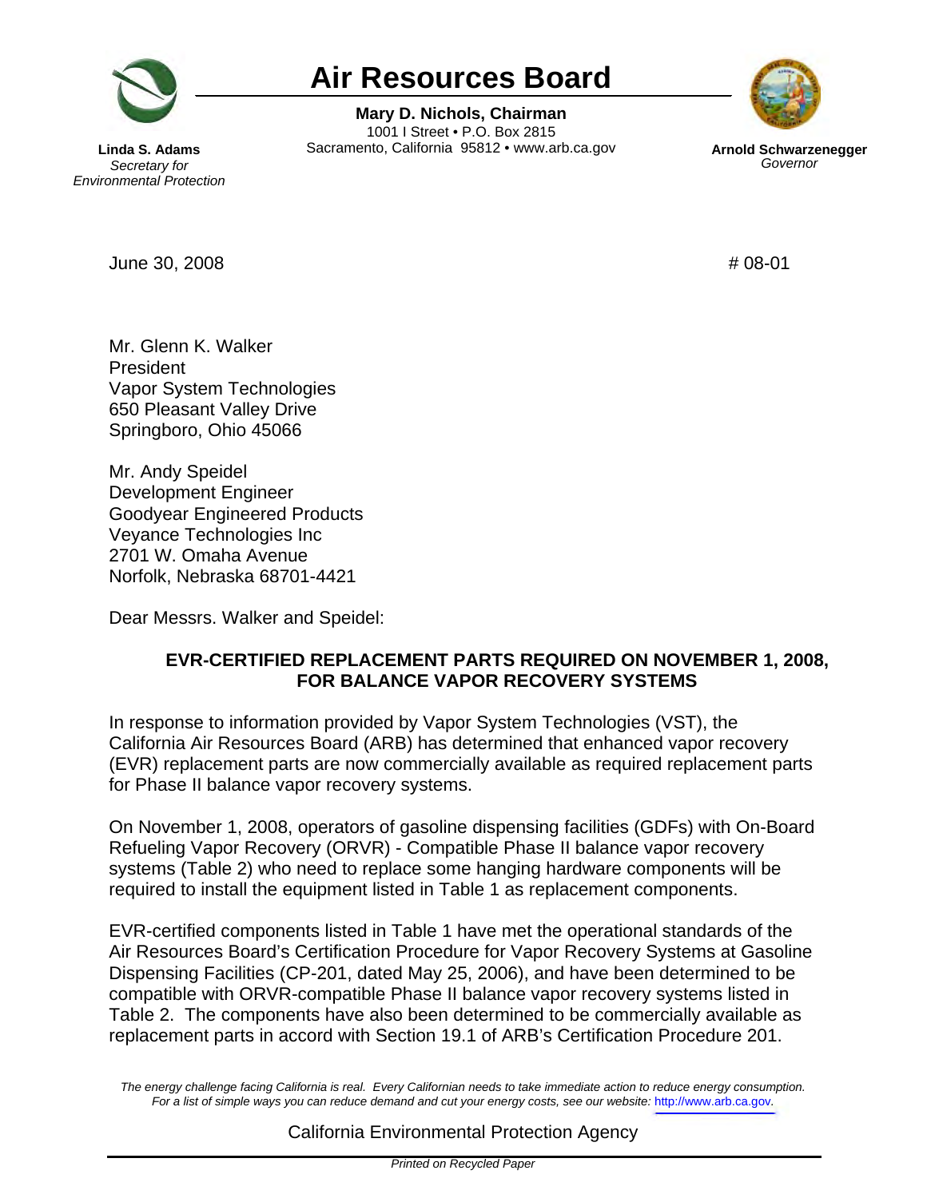# Air Resources Board

**Mary D. Nichols, Chairman**
1001 I Street • P.O. Box 2815
Sacramento, California 95812 • www.arb.ca.gov

**Linda S. Adams**
*Secretary for Environmental Protection*

**Arnold Schwarzenegger**
*Governor*

June 30, 2008

# 08-01

Mr. Glenn K. Walker
President
Vapor System Technologies
650 Pleasant Valley Drive
Springboro, Ohio 45066

Mr. Andy Speidel
Development Engineer
Goodyear Engineered Products
Veyance Technologies Inc
2701 W. Omaha Avenue
Norfolk, Nebraska 68701-4421

Dear Messrs. Walker and Speidel:

**EVR-CERTIFIED REPLACEMENT PARTS REQUIRED ON NOVEMBER 1, 2008, FOR BALANCE VAPOR RECOVERY SYSTEMS**

In response to information provided by Vapor System Technologies (VST), the California Air Resources Board (ARB) has determined that enhanced vapor recovery (EVR) replacement parts are now commercially available as required replacement parts for Phase II balance vapor recovery systems.

On November 1, 2008, operators of gasoline dispensing facilities (GDFs) with On-Board Refueling Vapor Recovery (ORVR) - Compatible Phase II balance vapor recovery systems (Table 2) who need to replace some hanging hardware components will be required to install the equipment listed in Table 1 as replacement components.

EVR-certified components listed in Table 1 have met the operational standards of the Air Resources Board's Certification Procedure for Vapor Recovery Systems at Gasoline Dispensing Facilities (CP-201, dated May 25, 2006), and have been determined to be compatible with ORVR-compatible Phase II balance vapor recovery systems listed in Table 2. The components have also been determined to be commercially available as replacement parts in accord with Section 19.1 of ARB's Certification Procedure 201.

*The energy challenge facing California is real. Every Californian needs to take immediate action to reduce energy consumption. For a list of simple ways you can reduce demand and cut your energy costs, see our website: http://www.arb.ca.gov.*

California Environmental Protection Agency

*Printed on Recycled Paper*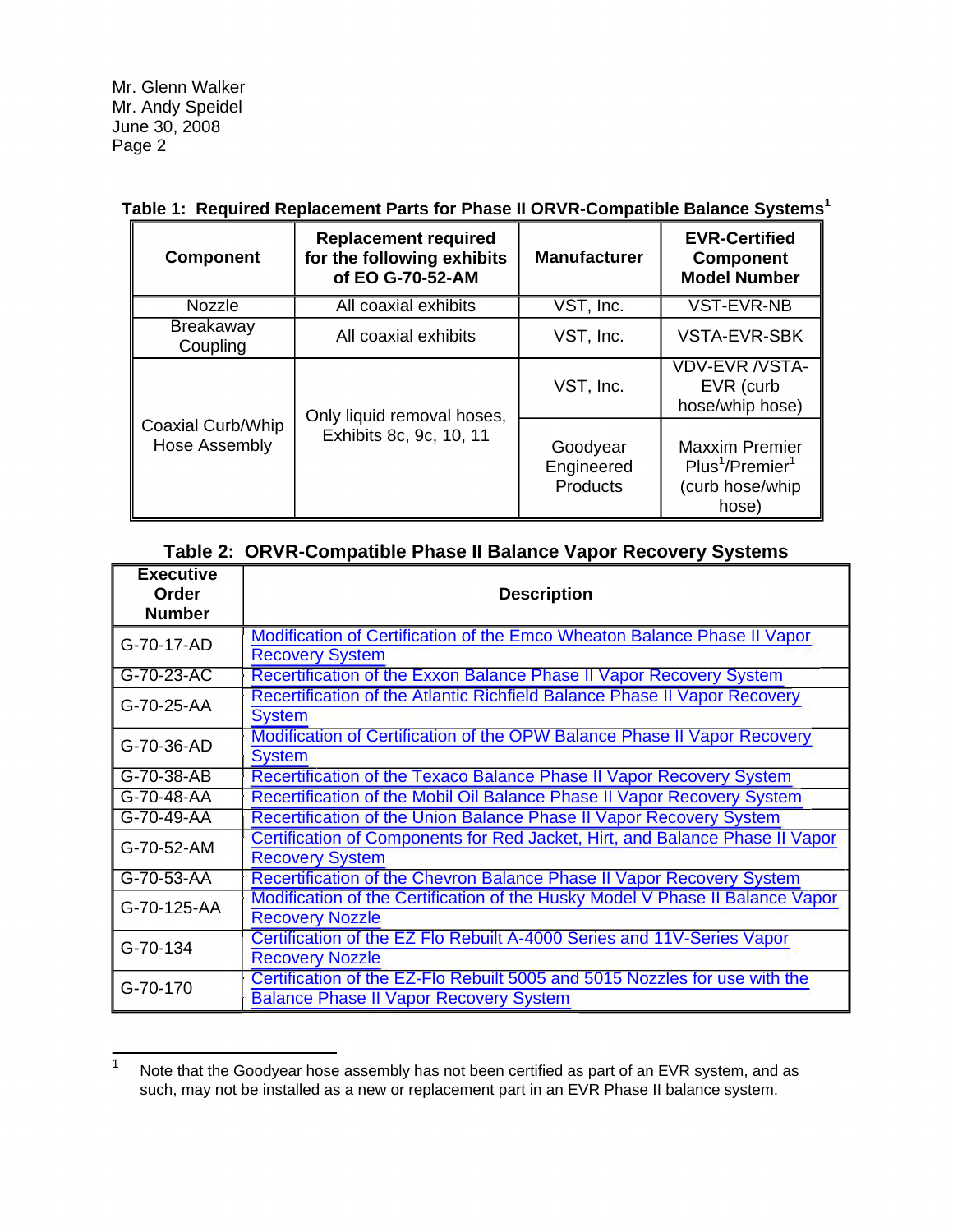Mr. Glenn Walker
Mr. Andy Speidel
June 30, 2008

**Table 1: Required Replacement Parts for Phase II ORVR-Compatible Balance Systems[1]**

| Component | Replacement required for the following exhibits of EO G-70-52-AM | Manufacturer | EVR-Certified Component Model Number |
|---|---|---|---|
| Nozzle | All coaxial exhibits | VST, Inc. | VST-EVR-NB |
| Breakaway Coupling | All coaxial exhibits | VST, Inc. | VSTA-EVR-SBK |
| Coaxial Curb/Whip Hose Assembly | Only liquid removal hoses, Exhibits 8c, 9c, 10, 11 | VST, Inc. | VDV-EVR /VSTA-EVR (curb hose/whip hose) |
| | | Goodyear Engineered Products | Maxxim Premier Plus[1]/Premier[1] (curb hose/whip hose) |

**Table 2: ORVR-Compatible Phase II Balance Vapor Recovery Systems**

| Executive Order Number | Description |
|---|---|
| G-70-17-AD | Modification of Certification of the Emco Wheaton Balance Phase II Vapor Recovery System |
| G-70-23-AC | Recertification of the Exxon Balance Phase II Vapor Recovery System |
| G-70-25-AA | Recertification of the Atlantic Richfield Balance Phase II Vapor Recovery System |
| G-70-36-AD | Modification of Certification of the OPW Balance Phase II Vapor Recovery System |
| G-70-38-AB | Recertification of the Texaco Balance Phase II Vapor Recovery System |
| G-70-48-AA | Recertification of the Mobil Oil Balance Phase II Vapor Recovery System |
| G-70-49-AA | Recertification of the Union Balance Phase II Vapor Recovery System |
| G-70-52-AM | Certification of Components for Red Jacket, Hirt, and Balance Phase II Vapor Recovery System |
| G-70-53-AA | Recertification of the Chevron Balance Phase II Vapor Recovery System |
| G-70-125-AA | Modification of the Certification of the Husky Model V Phase II Balance Vapor Recovery Nozzle |
| G-70-134 | Certification of the EZ Flo Rebuilt A-4000 Series and 11V-Series Vapor Recovery Nozzle |
| G-70-170 | Certification of the EZ-Flo Rebuilt 5005 and 5015 Nozzles for use with the Balance Phase II Vapor Recovery System |

[1] Note that the Goodyear hose assembly has not been certified as part of an EVR system, and as such, may not be installed as a new or replacement part in an EVR Phase II balance system.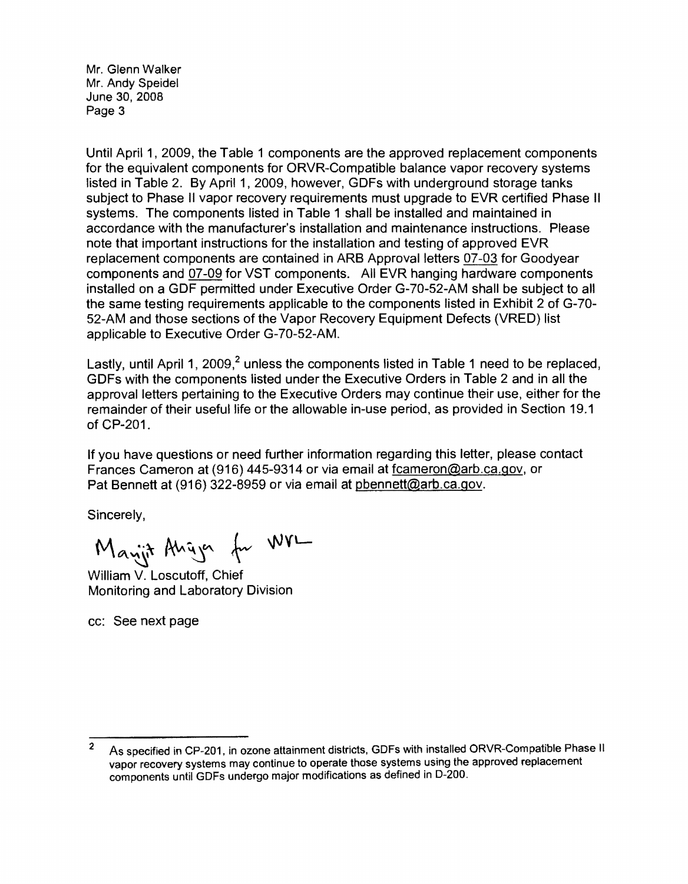Mr. Glenn Walker
Mr. Andy Speidel
June 30, 2008

Until April 1, 2009, the Table 1 components are the approved replacement components for the equivalent components for ORVR-Compatible balance vapor recovery systems listed in Table 2. By April 1, 2009, however, GDFs with underground storage tanks subject to Phase II vapor recovery requirements must upgrade to EVR certified Phase II systems. The components listed in Table 1 shall be installed and maintained in accordance with the manufacturer's installation and maintenance instructions. Please note that important instructions for the installation and testing of approved EVR replacement components are contained in ARB Approval letters 07-03 for Goodyear components and 07-09 for VST components. All EVR hanging hardware components installed on a GDF permitted under Executive Order G-70-52-AM shall be subject to all the same testing requirements applicable to the components listed in Exhibit 2 of G-70-52-AM and those sections of the Vapor Recovery Equipment Defects (VRED) list applicable to Executive Order G-70-52-AM.

Lastly, until April 1, 2009,[2] unless the components listed in Table 1 need to be replaced, GDFs with the components listed under the Executive Orders in Table 2 and in all the approval letters pertaining to the Executive Orders may continue their use, either for the remainder of their useful life or the allowable in-use period, as provided in Section 19.1 of CP-201.

If you have questions or need further information regarding this letter, please contact Frances Cameron at (916) 445-9314 or via email at fcameron@arb.ca.gov, or Pat Bennett at (916) 322-8959 or via email at pbennett@arb.ca.gov.

Sincerely,

Manjit Ahuja for WVL

William V. Loscutoff, Chief
Monitoring and Laboratory Division

cc: See next page

---

[2] As specified in CP-201, in ozone attainment districts, GDFs with installed ORVR-Compatible Phase II vapor recovery systems may continue to operate those systems using the approved replacement components until GDFs undergo major modifications as defined in D-200.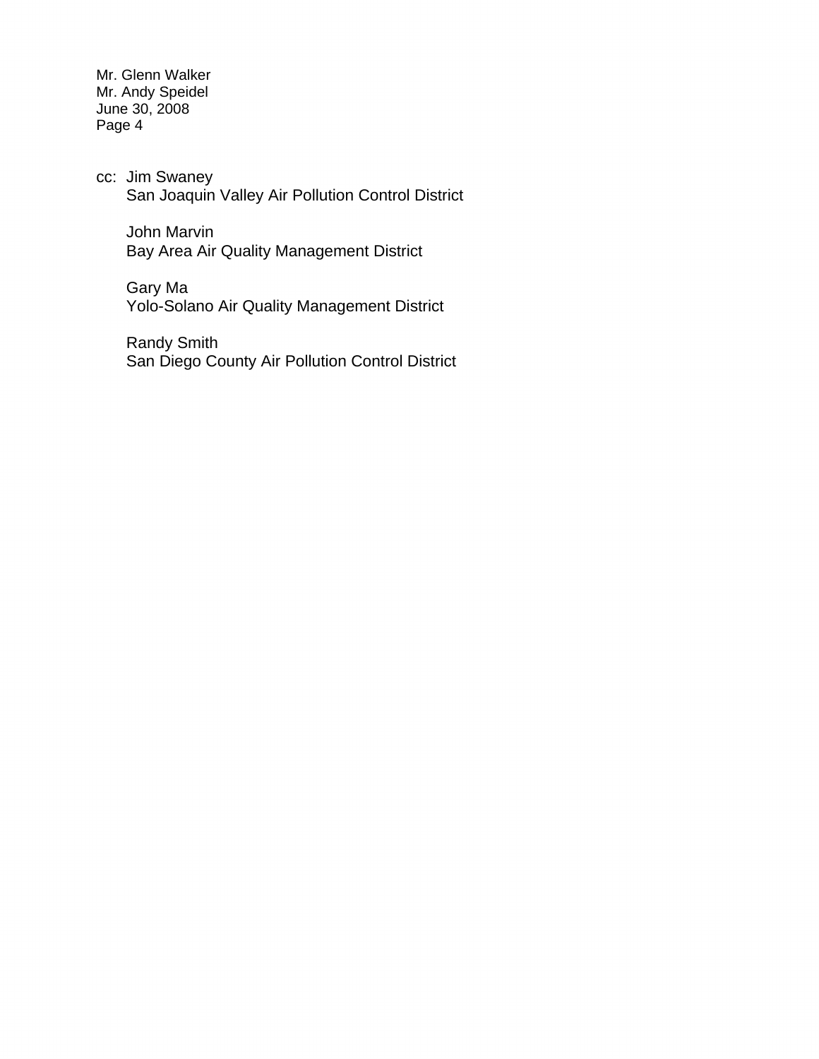cc: Jim Swaney
San Joaquin Valley Air Pollution Control District

John Marvin
Bay Area Air Quality Management District

Gary Ma
Yolo-Solano Air Quality Management District

Randy Smith
San Diego County Air Pollution Control District